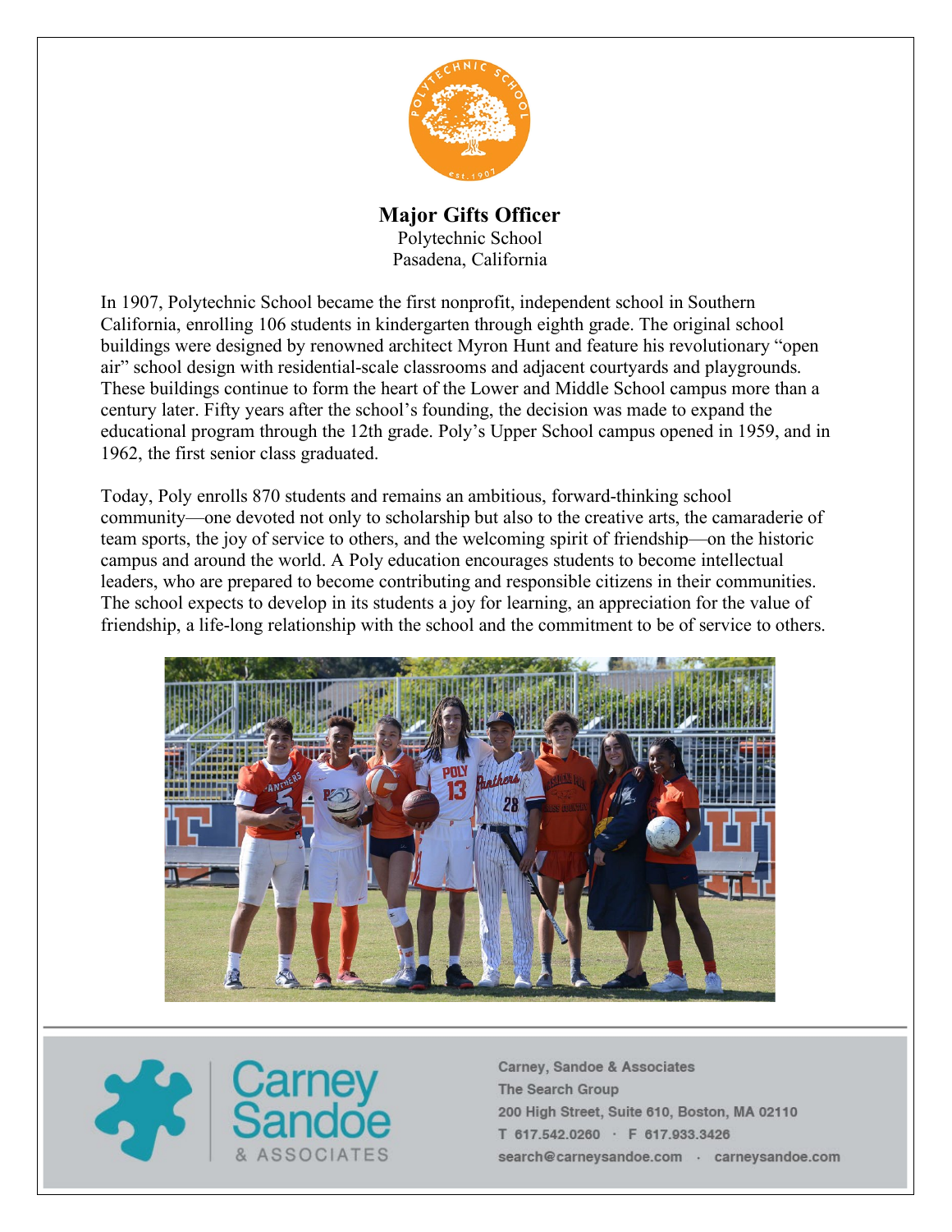# Major Gifts Officer

Polytechnic School
Pasadena, California

In 1907, Polytechnic School became the first nonprofit, independent school in Southern California, enrolling 106 students in kindergarten through eighth grade. The original school buildings were designed by renowned architect Myron Hunt and feature his revolutionary "open air" school design with residential-scale classrooms and adjacent courtyards and playgrounds. These buildings continue to form the heart of the Lower and Middle School campus more than a century later. Fifty years after the school's founding, the decision was made to expand the educational program through the 12th grade. Poly's Upper School campus opened in 1959, and in 1962, the first senior class graduated.

Today, Poly enrolls 870 students and remains an ambitious, forward-thinking school community—one devoted not only to scholarship but also to the creative arts, the camaraderie of team sports, the joy of service to others, and the welcoming spirit of friendship—on the historic campus and around the world. A Poly education encourages students to become intellectual leaders, who are prepared to become contributing and responsible citizens in their communities. The school expects to develop in its students a joy for learning, an appreciation for the value of friendship, a life-long relationship with the school and the commitment to be of service to others.

Carney, Sandoe & Associates
The Search Group
200 High Street, Suite 610, Boston, MA 02110
T 617.542.0260 · F 617.933.3426
search@carneysandoe.com · carneysandoe.com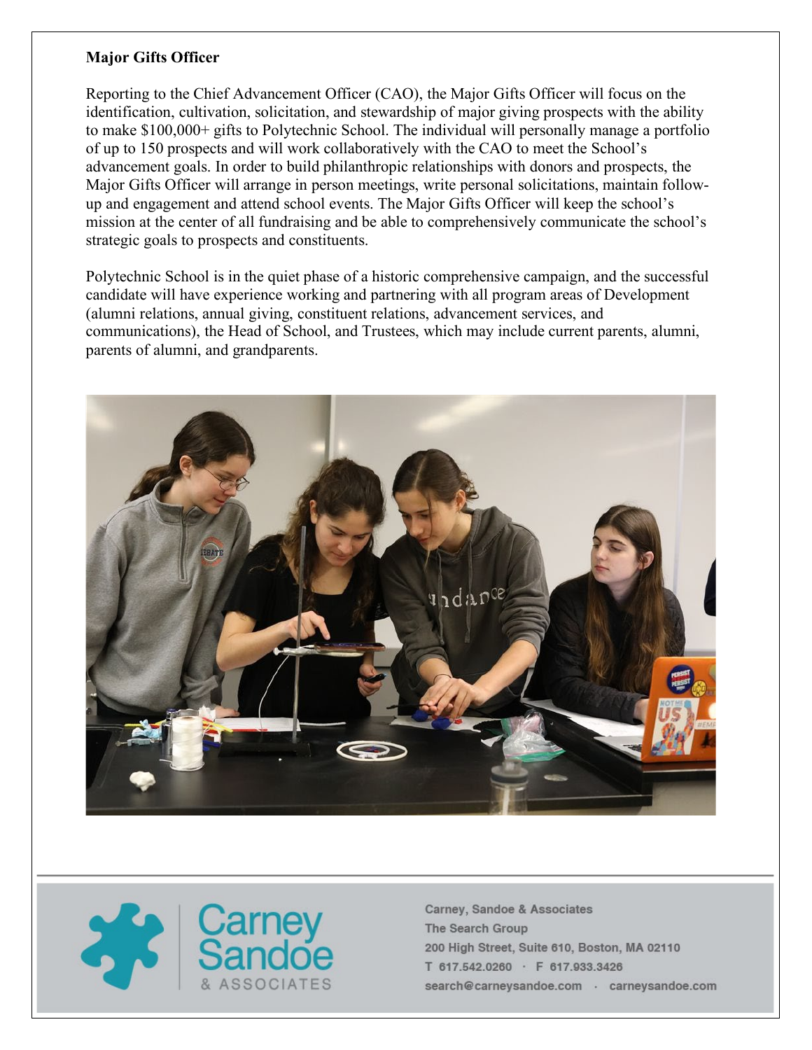**Major Gifts Officer**

Reporting to the Chief Advancement Officer (CAO), the Major Gifts Officer will focus on the identification, cultivation, solicitation, and stewardship of major giving prospects with the ability to make $100,000+ gifts to Polytechnic School. The individual will personally manage a portfolio of up to 150 prospects and will work collaboratively with the CAO to meet the School's advancement goals. In order to build philanthropic relationships with donors and prospects, the Major Gifts Officer will arrange in person meetings, write personal solicitations, maintain follow-up and engagement and attend school events. The Major Gifts Officer will keep the school's mission at the center of all fundraising and be able to comprehensively communicate the school's strategic goals to prospects and constituents.

Polytechnic School is in the quiet phase of a historic comprehensive campaign, and the successful candidate will have experience working and partnering with all program areas of Development (alumni relations, annual giving, constituent relations, advancement services, and communications), the Head of School, and Trustees, which may include current parents, alumni, parents of alumni, and grandparents.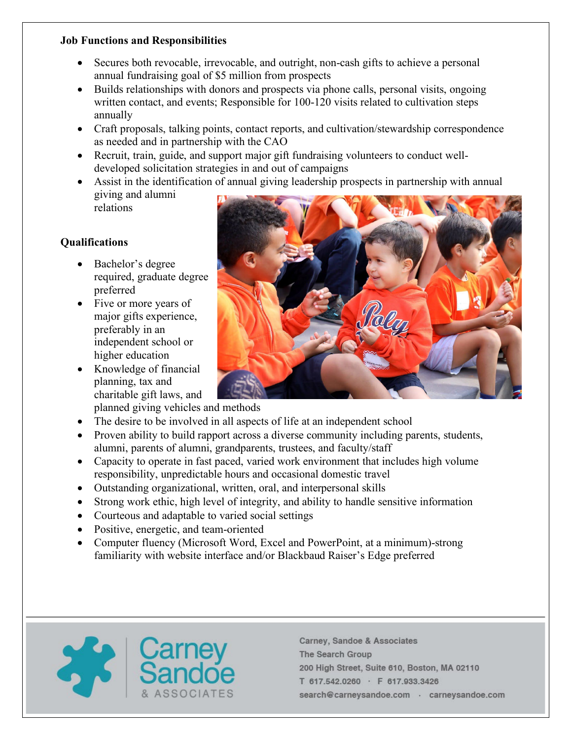**Job Functions and Responsibilities**

- Secures both revocable, irrevocable, and outright, non-cash gifts to achieve a personal annual fundraising goal of $5 million from prospects
- Builds relationships with donors and prospects via phone calls, personal visits, ongoing written contact, and events; Responsible for 100-120 visits related to cultivation steps annually
- Craft proposals, talking points, contact reports, and cultivation/stewardship correspondence as needed and in partnership with the CAO
- Recruit, train, guide, and support major gift fundraising volunteers to conduct well-developed solicitation strategies in and out of campaigns
- Assist in the identification of annual giving leadership prospects in partnership with annual giving and alumni relations

**Qualifications**

- Bachelor's degree required, graduate degree preferred
- Five or more years of major gifts experience, preferably in an independent school or higher education
- Knowledge of financial planning, tax and charitable gift laws, and planned giving vehicles and methods
- The desire to be involved in all aspects of life at an independent school
- Proven ability to build rapport across a diverse community including parents, students, alumni, parents of alumni, grandparents, trustees, and faculty/staff
- Capacity to operate in fast paced, varied work environment that includes high volume responsibility, unpredictable hours and occasional domestic travel
- Outstanding organizational, written, oral, and interpersonal skills
- Strong work ethic, high level of integrity, and ability to handle sensitive information
- Courteous and adaptable to varied social settings
- Positive, energetic, and team-oriented
- Computer fluency (Microsoft Word, Excel and PowerPoint, at a minimum)-strong familiarity with website interface and/or Blackbaud Raiser's Edge preferred

Carney Sandoe & ASSOCIATES

Carney, Sandoe & Associates
The Search Group
200 High Street, Suite 610, Boston, MA 02110
T 617.542.0260 · F 617.933.3426
search@carneysandoe.com · carneysandoe.com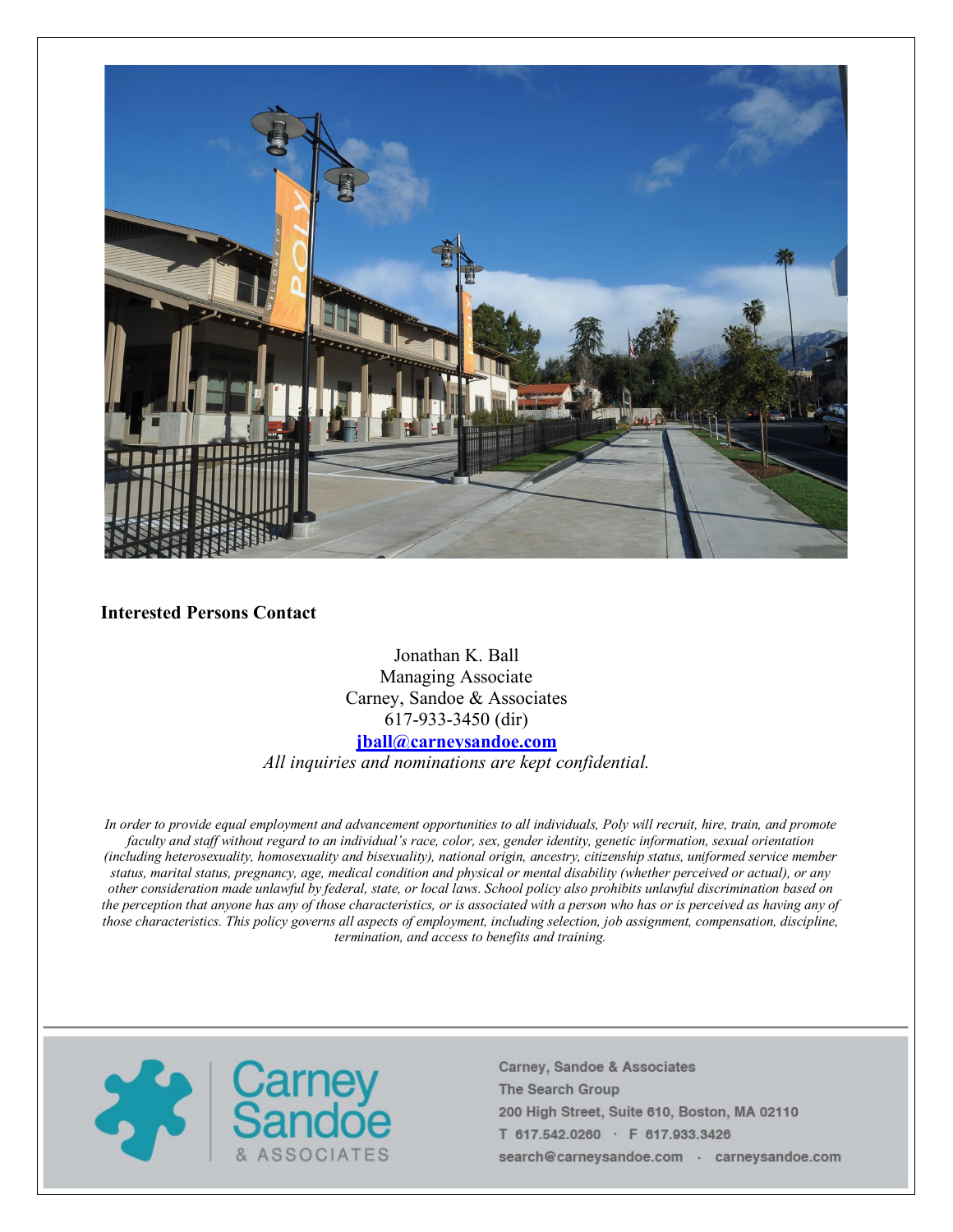**Interested Persons Contact**

Jonathan K. Ball
Managing Associate
Carney, Sandoe & Associates
617-933-3450 (dir)
**jball@carneysandoe.com**
*All inquiries and nominations are kept confidential.*

*In order to provide equal employment and advancement opportunities to all individuals, Poly will recruit, hire, train, and promote faculty and staff without regard to an individual's race, color, sex, gender identity, genetic information, sexual orientation (including heterosexuality, homosexuality and bisexuality), national origin, ancestry, citizenship status, uniformed service member status, marital status, pregnancy, age, medical condition and physical or mental disability (whether perceived or actual), or any other consideration made unlawful by federal, state, or local laws. School policy also prohibits unlawful discrimination based on the perception that anyone has any of those characteristics, or is associated with a person who has or is perceived as having any of those characteristics. This policy governs all aspects of employment, including selection, job assignment, compensation, discipline, termination, and access to benefits and training.*

Carney Sandoe & ASSOCIATES

Carney, Sandoe & Associates
The Search Group
200 High Street, Suite 610, Boston, MA 02110
T 617.542.0260 · F 617.933.3426
search@carneysandoe.com · carneysandoe.com